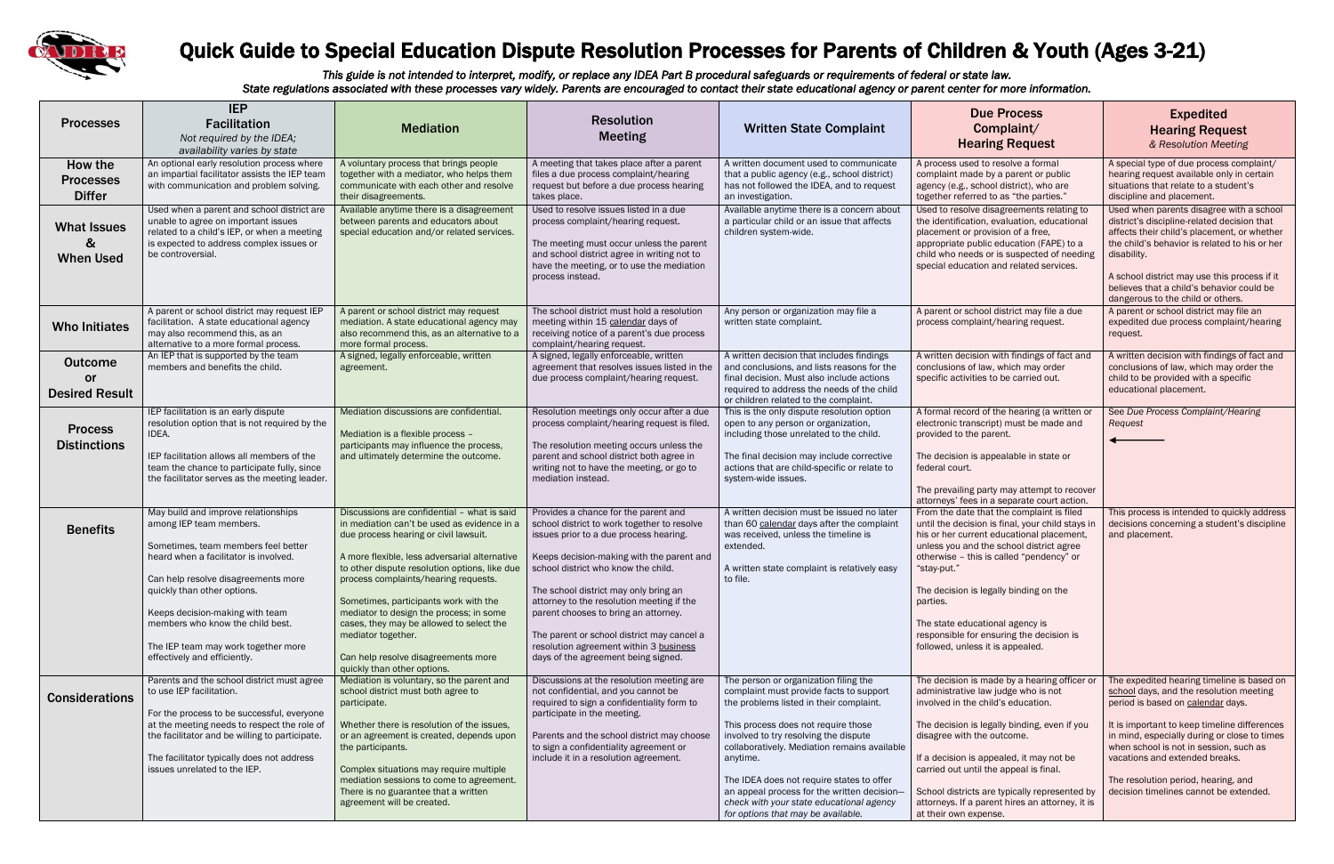# Quick Guide to Special Education Dispute Resolution Processes for Parents of Children & Youth (Ages 3-21)

*This guide is not intended to interpret, modify, or replace any IDEA Part B procedural safeguards or requirements of federal or state law. State regulations associated with these processes vary widely. Parents are encouraged to contact their state educational agency or parent center for more information.*

| Processes | IEP Facilitation *Not required by the IDEA; availability varies by state* | Mediation | Resolution Meeting | Written State Complaint | Due Process Complaint/ Hearing Request | Expedited Hearing Request *& Resolution Meeting* |
|---|---|---|---|---|---|---|
| **How the Processes Differ** | An optional early resolution process where an impartial facilitator assists the IEP team with communication and problem solving. | A voluntary process that brings people together with a mediator, who helps them communicate with each other and resolve their disagreements. | A meeting that takes place after a parent files a due process complaint/hearing request but before a due process hearing takes place. | A written document used to communicate that a public agency (e.g., school district) has not followed the IDEA, and to request an investigation. | A process used to resolve a formal complaint made by a parent or public agency (e.g., school district), who are together referred to as "the parties." | A special type of due process complaint/ hearing request available only in certain situations that relate to a student's discipline and placement. |
| **What Issues & When Used** | Used when a parent and school district are unable to agree on important issues related to a child's IEP, or when a meeting is expected to address complex issues or be controversial. | Available anytime there is a disagreement between parents and educators about special education and/or related services. | Used to resolve issues listed in a due process complaint/hearing request.<br><br>The meeting must occur unless the parent and school district agree in writing not to have the meeting, or to use the mediation process instead. | Available anytime there is a concern about a particular child or an issue that affects children system-wide. | Used to resolve disagreements relating to the identification, evaluation, educational placement or provision of a free, appropriate public education (FAPE) to a child who needs or is suspected of needing special education and related services. | Used when parents disagree with a school district's discipline-related decision that affects their child's placement, or whether the child's behavior is related to his or her disability.<br><br>A school district may use this process if it believes that a child's behavior could be dangerous to the child or others. |
| **Who Initiates** | A parent or school district may request IEP facilitation. A state educational agency may also recommend this, as an alternative to a more formal process. | A parent or school district may request mediation. A state educational agency may also recommend this, as an alternative to a more formal process. | The school district must hold a resolution meeting within 15 calendar days of receiving notice of a parent's due process complaint/hearing request. | Any person or organization may file a written state complaint. | A parent or school district may file a due process complaint/hearing request. | A parent or school district may file an expedited due process complaint/hearing request. |
| **Outcome or Desired Result** | An IEP that is supported by the team members and benefits the child. | A signed, legally enforceable, written agreement. | A signed, legally enforceable, written agreement that resolves issues listed in the due process complaint/hearing request. | A written decision that includes findings and conclusions, and lists reasons for the final decision. Must also include actions required to address the needs of the child or children related to the complaint. | A written decision with findings of fact and conclusions of law, which may order specific activities to be carried out. | A written decision with findings of fact and conclusions of law, which may order the child to be provided with a specific educational placement. |
| **Process Distinctions** | IEP facilitation is an early dispute resolution option that is not required by the IDEA.<br><br>IEP facilitation allows all members of the team the chance to participate fully, since the facilitator serves as the meeting leader. | Mediation discussions are confidential.<br><br>Mediation is a flexible process – participants may influence the process, and ultimately determine the outcome. | Resolution meetings only occur after a due process complaint/hearing request is filed.<br><br>The resolution meeting occurs unless the parent and school district both agree in writing not to have the meeting, or go to mediation instead. | This is the only dispute resolution option open to any person or organization, including those unrelated to the child.<br><br>The final decision may include corrective actions that are child-specific or relate to system-wide issues. | A formal record of the hearing (a written or electronic transcript) must be made and provided to the parent.<br><br>The decision is appealable in state or federal court.<br><br>The prevailing party may attempt to recover attorneys' fees in a separate court action. | See *Due Process Complaint/Hearing Request* ← |
| **Benefits** | May build and improve relationships among IEP team members.<br><br>Sometimes, team members feel better heard when a facilitator is involved.<br><br>Can help resolve disagreements more quickly than other options.<br><br>Keeps decision-making with team members who know the child best.<br><br>The IEP team may work together more effectively and efficiently. | Discussions are confidential – what is said in mediation can't be used as evidence in a due process hearing or civil lawsuit.<br><br>A more flexible, less adversarial alternative to other dispute resolution options, like due process complaints/hearing requests.<br><br>Sometimes, participants work with the mediator to design the process; in some cases, they may be allowed to select the mediator together.<br><br>Can help resolve disagreements more quickly than other options. | Provides a chance for the parent and school district to work together to resolve issues prior to a due process hearing.<br><br>Keeps decision-making with the parent and school district who know the child.<br><br>The school district may only bring an attorney to the resolution meeting if the parent chooses to bring an attorney.<br><br>The parent or school district may cancel a resolution agreement within 3 business days of the agreement being signed. | A written decision must be issued no later than 60 calendar days after the complaint was received, unless the timeline is extended.<br><br>A written state complaint is relatively easy to file. | From the date that the complaint is filed until the decision is final, your child stays in his or her current educational placement, unless you and the school district agree otherwise – this is called "pendency" or "stay-put."<br><br>The decision is legally binding on the parties.<br><br>The state educational agency is responsible for ensuring the decision is followed, unless it is appealed. | This process is intended to quickly address decisions concerning a student's discipline and placement. |
| **Considerations** | Parents and the school district must agree to use IEP facilitation.<br><br>For the process to be successful, everyone at the meeting needs to respect the role of the facilitator and be willing to participate.<br><br>The facilitator typically does not address issues unrelated to the IEP. | Mediation is voluntary, so the parent and school district must both agree to participate.<br><br>Whether there is resolution of the issues, or an agreement is created, depends upon the participants.<br><br>Complex situations may require multiple mediation sessions to come to agreement. There is no guarantee that a written agreement will be created. | Discussions at the resolution meeting are not confidential, and you cannot be required to sign a confidentiality form to participate in the meeting.<br><br>Parents and the school district may choose to sign a confidentiality agreement or include it in a resolution agreement. | The person or organization filing the complaint must provide facts to support the problems listed in their complaint.<br><br>This process does not require those involved to try resolving the dispute collaboratively. Mediation remains available anytime.<br><br>The IDEA does not require states to offer an appeal process for the written decision—*check with your state educational agency for options that may be available.* | The decision is made by a hearing officer or administrative law judge who is not involved in the child's education.<br><br>The decision is legally binding, even if you disagree with the outcome.<br><br>If a decision is appealed, it may not be carried out until the appeal is final.<br><br>School districts are typically represented by attorneys. If a parent hires an attorney, it is at their own expense. | The expedited hearing timeline is based on school days, and the resolution meeting period is based on calendar days.<br><br>It is important to keep timeline differences in mind, especially during or close to times when school is not in session, such as vacations and extended breaks.<br><br>The resolution period, hearing, and decision timelines cannot be extended. |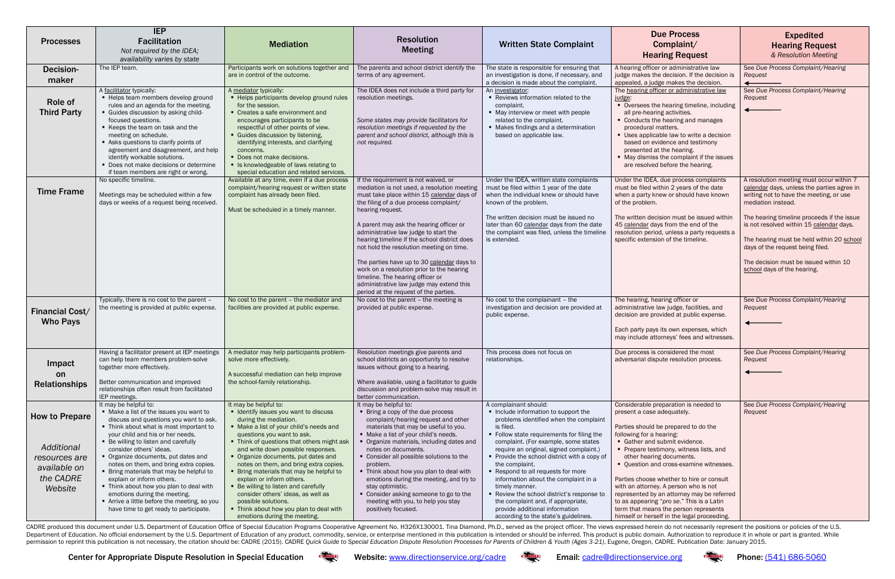| Processes | IEP Facilitation *Not required by the IDEA; availability varies by state* | Mediation | Resolution Meeting | Written State Complaint | Due Process Complaint/ Hearing Request | Expedited Hearing Request *& Resolution Meeting* |
|---|---|---|---|---|---|---|
| **Decision-maker** | The IEP team. | Participants work on solutions together and are in control of the outcome. | The parents and school district identify the terms of any agreement. | The state is responsible for ensuring that an investigation is done, if necessary, and a decision is made about the complaint. | A hearing officer or administrative law judge makes the decision. If the decision is appealed, a judge makes the decision. | See *Due Process Complaint/Hearing Request* ← |
| **Role of Third Party** | A facilitator typically:<br>• Helps team members develop ground rules and an agenda for the meeting.<br>• Guides discussion by asking child-focused questions.<br>• Keeps the team on task and the meeting on schedule.<br>• Asks questions to clarify points of agreement and disagreement, and help identify workable solutions.<br>• Does not make decisions or determine if team members are right or wrong. | A mediator typically:<br>• Helps participants develop ground rules for the session.<br>• Creates a safe environment and encourages participants to be respectful of other points of view.<br>• Guides discussion by listening, identifying interests, and clarifying concerns.<br>• Does not make decisions.<br>• Is knowledgeable of laws relating to special education and related services. | The IDEA does not include a third party for resolution meetings.<br><br>*Some states may provide facilitators for resolution meetings if requested by the parent and school district, although this is not required.* | An investigator:<br>• Reviews information related to the complaint.<br>• May interview or meet with people related to the complaint.<br>• Makes findings and a determination based on applicable law. | The hearing officer or administrative law judge:<br>• Oversees the hearing timeline, including all pre-hearing activities.<br>• Conducts the hearing and manages procedural matters.<br>• Uses applicable law to write a decision based on evidence and testimony presented at the hearing.<br>• May dismiss the complaint if the issues are resolved before the hearing. | See *Due Process Complaint/Hearing Request* ← |
| **Time Frame** | No specific timeline.<br><br>Meetings may be scheduled within a few days or weeks of a request being received. | Available at any time, even if a due process complaint/hearing request or written state complaint has already been filed.<br><br>Must be scheduled in a timely manner. | If the requirement is not waived, or mediation is not used, a resolution meeting must take place within 15 calendar days of the filing of a due process complaint/ hearing request.<br><br>A parent may ask the hearing officer or administrative law judge to start the hearing timeline if the school district does not hold the resolution meeting on time.<br><br>The parties have up to 30 calendar days to work on a resolution prior to the hearing timeline. The hearing officer or administrative law judge may extend this period at the request of the parties. | Under the IDEA, written state complaints must be filed within 1 year of the date when the individual knew or should have known of the problem.<br><br>The written decision must be issued no later than 60 calendar days from the date the complaint was filed, unless the timeline is extended. | Under the IDEA, due process complaints must be filed within 2 years of the date when a party knew or should have known of the problem.<br><br>The written decision must be issued within 45 calendar days from the end of the resolution period, unless a party requests a specific extension of the timeline. | A resolution meeting must occur within 7 calendar days, unless the parties agree in writing not to have the meeting, or use mediation instead.<br><br>The hearing timeline proceeds if the issue is not resolved within 15 calendar days.<br><br>The hearing must be held within 20 school days of the request being filed.<br><br>The decision must be issued within 10 school days of the hearing. |
| **Financial Cost/ Who Pays** | Typically, there is no cost to the parent – the meeting is provided at public expense. | No cost to the parent – the mediator and facilities are provided at public expense. | No cost to the parent – the meeting is provided at public expense. | No cost to the complainant – the investigation and decision are provided at public expense. | The hearing, hearing officer or administrative law judge, facilities, and decision are provided at public expense.<br><br>Each party pays its own expenses, which may include attorneys' fees and witnesses. | See *Due Process Complaint/Hearing Request* ← |
| **Impact on Relationships** | Having a facilitator present at IEP meetings can help team members problem-solve together more effectively.<br><br>Better communication and improved relationships often result from facilitated IEP meetings. | A mediator may help participants problem-solve more effectively.<br><br>A successful mediation can help improve the school-family relationship. | Resolution meetings give parents and school districts an opportunity to resolve issues without going to a hearing.<br><br>Where available, using a facilitator to guide discussion and problem-solve may result in better communication. | This process does not focus on relationships. | Due process is considered the most adversarial dispute resolution process. | See *Due Process Complaint/Hearing Request* ← |
| **How to Prepare**<br><br>*Additional resources are available on the CADRE Website* | It may be helpful to:<br>• Make a list of the issues you want to discuss and questions you want to ask.<br>• Think about what is most important to your child and his or her needs.<br>• Be willing to listen and carefully consider others' ideas.<br>• Organize documents, put dates and notes on them, and bring extra copies.<br>• Bring materials that may be helpful to explain or inform others.<br>• Think about how you plan to deal with emotions during the meeting.<br>• Arrive a little before the meeting, so you have time to get ready to participate. | It may be helpful to:<br>• Identify issues you want to discuss during the mediation.<br>• Make a list of your child's needs and questions you want to ask.<br>• Think of questions that others might ask and write down possible responses.<br>• Organize documents, put dates and notes on them, and bring extra copies.<br>• Bring materials that may be helpful to explain or inform others.<br>• Be willing to listen and carefully consider others' ideas, as well as possible solutions.<br>• Think about how you plan to deal with emotions during the meeting. | It may be helpful to:<br>• Bring a copy of the due process complaint/hearing request and other materials that may be useful to you.<br>• Make a list of your child's needs.<br>• Organize materials, including dates and notes on documents.<br>• Consider all possible solutions to the problem.<br>• Think about how you plan to deal with emotions during the meeting, and try to stay optimistic.<br>• Consider asking someone to go to the meeting with you, to help you stay positively focused. | A complainant should:<br>• Include information to support the problems identified when the complaint is filed.<br>• Follow state requirements for filing the complaint. (For example, some states require an original, signed complaint.)<br>• Provide the school district with a copy of the complaint.<br>• Respond to all requests for more information about the complaint in a timely manner.<br>• Review the school district's response to the complaint and, if appropriate, provide additional information according to the state's guidelines. | Considerable preparation is needed to present a case adequately.<br><br>Parties should be prepared to do the following for a hearing:<br>• Gather and submit evidence.<br>• Prepare testimony, witness lists, and other hearing documents.<br>• Question and cross-examine witnesses.<br><br>Parties choose whether to hire or consult with an attorney. A person who is not represented by an attorney may be referred to as appearing "*pro se*." This is a Latin term that means the person represents himself or herself in the legal proceeding. | See *Due Process Complaint/Hearing Request* |

CADRE produced this document under U.S. Department of Education Office of Special Education Programs Cooperative Agreement No. H326X130001. Tina Diamond, Ph.D., served as the project officer. The views expressed herein do not necessarily represent the positions or policies of the U.S. Department of Education. No official endorsement by the U.S. Department of Education of any product, commodity, service, or enterprise mentioned in this publication is intended or should be inferred. This product is public domain. Authorization to reproduce it in whole or part is granted. While permission to reprint this publication is not necessary, the citation should be: CADRE (2015). CADRE *Quick Guide to Special Education Dispute Resolution Processes for Parents of Children & Youth (Ages 3-21)*, Eugene, Oregon, CADRE. Publication Date: January 2015.

**Center for Appropriate Dispute Resolution in Special Education** **Website:** www.directionservice.org/cadre **Email:** cadre@directionservice.org **Phone:** (541) 686-5060